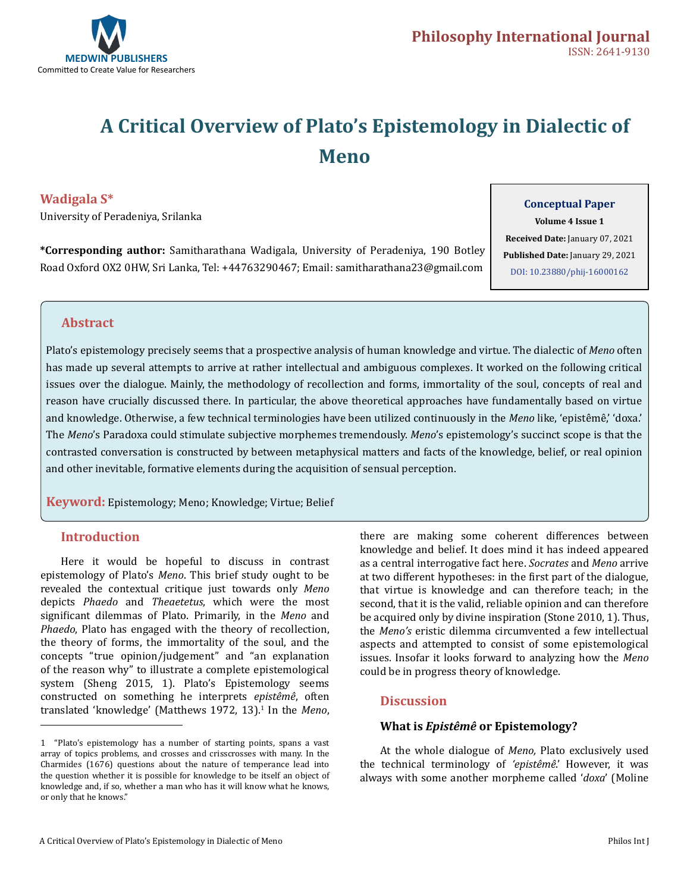MEDWIN PUBLISHERS
Committed to Create Value for Researchers

**Philosophy International Journal**
ISSN: 2641-9130

# A Critical Overview of Plato's Epistemology in Dialectic of Meno

**Wadigala S***

University of Peradeniya, Srilanka

**\*Corresponding author:** Samitharathana Wadigala, University of Peradeniya, 190 Botley Road Oxford OX2 0HW, Sri Lanka, Tel: +44763290467; Email: samitharathana23@gmail.com

**Conceptual Paper**
**Volume 4 Issue 1**
**Received Date:** January 07, 2021
**Published Date:** January 29, 2021
DOI: 10.23880/phij-16000162

## Abstract

Plato's epistemology precisely seems that a prospective analysis of human knowledge and virtue. The dialectic of *Meno* often has made up several attempts to arrive at rather intellectual and ambiguous complexes. It worked on the following critical issues over the dialogue. Mainly, the methodology of recollection and forms, immortality of the soul, concepts of real and reason have crucially discussed there. In particular, the above theoretical approaches have fundamentally based on virtue and knowledge. Otherwise, a few technical terminologies have been utilized continuously in the *Meno* like, 'epistêmê,' 'doxa.' The *Meno*'s Paradoxa could stimulate subjective morphemes tremendously. *Meno*'s epistemology's succinct scope is that the contrasted conversation is constructed by between metaphysical matters and facts of the knowledge, belief, or real opinion and other inevitable, formative elements during the acquisition of sensual perception.

**Keyword:** Epistemology; Meno; Knowledge; Virtue; Belief

## Introduction

Here it would be hopeful to discuss in contrast epistemology of Plato's *Meno*. This brief study ought to be revealed the contextual critique just towards only *Meno* depicts *Phaedo* and *Theaetetus*, which were the most significant dilemmas of Plato. Primarily, in the *Meno* and *Phaedo*, Plato has engaged with the theory of recollection, the theory of forms, the immortality of the soul, and the concepts "true opinion/judgement" and "an explanation of the reason why" to illustrate a complete epistemological system (Sheng 2015, 1). Plato's Epistemology seems constructed on something he interprets *epistêmê*, often translated 'knowledge' (Matthews 1972, 13).[1] In the *Meno*, there are making some coherent differences between knowledge and belief. It does mind it has indeed appeared as a central interrogative fact here. *Socrates* and *Meno* arrive at two different hypotheses: in the first part of the dialogue, that virtue is knowledge and can therefore teach; in the second, that it is the valid, reliable opinion and can therefore be acquired only by divine inspiration (Stone 2010, 1). Thus, the *Meno's* eristic dilemma circumvented a few intellectual aspects and attempted to consist of some epistemological issues. Insofar it looks forward to analyzing how the *Meno* could be in progress theory of knowledge.

## Discussion

### What is *Epistêmê* or Epistemology?

At the whole dialogue of *Meno,* Plato exclusively used the technical terminology of *'epistêmê.'* However, it was always with some another morpheme called '*doxa*' (Moline

1 "Plato's epistemology has a number of starting points, spans a vast array of topics problems, and crosses and crisscrosses with many. In the Charmides (1676) questions about the nature of temperance lead into the question whether it is possible for knowledge to be itself an object of knowledge and, if so, whether a man who has it will know what he knows, or only that he knows."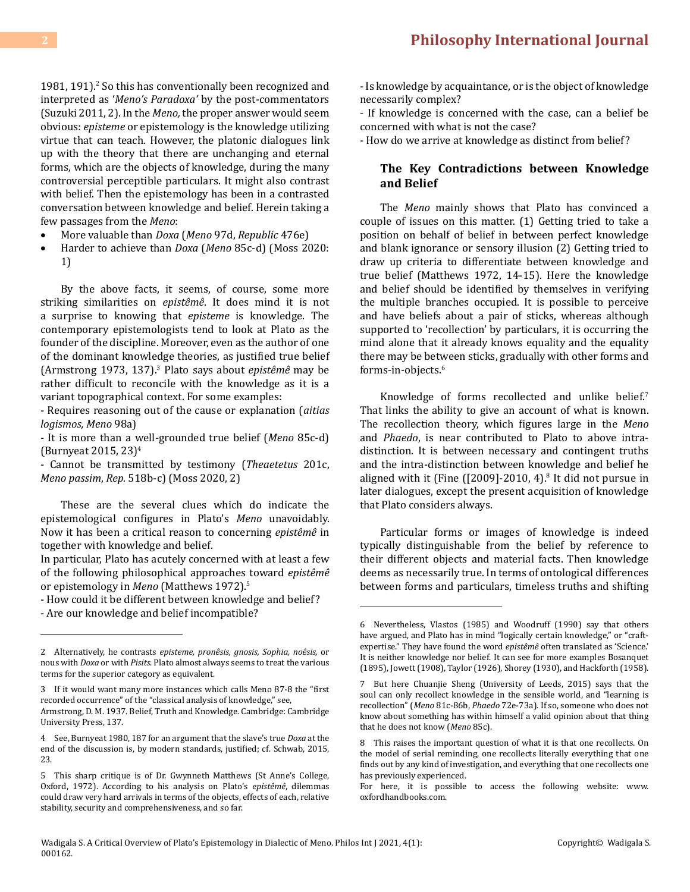1981, 191).[2] So this has conventionally been recognized and interpreted as '*Meno's Paradoxa'* by the post-commentators (Suzuki 2011, 2). In the *Meno,* the proper answer would seem obvious: *episteme* or epistemology is the knowledge utilizing virtue that can teach. However, the platonic dialogues link up with the theory that there are unchanging and eternal forms, which are the objects of knowledge, during the many controversial perceptible particulars. It might also contrast with belief. Then the epistemology has been in a contrasted conversation between knowledge and belief. Herein taking a few passages from the *Meno*:

- More valuable than *Doxa* (*Meno* 97d, *Republic* 476e)
- Harder to achieve than *Doxa* (*Meno* 85c-d) (Moss 2020: 1)

By the above facts, it seems, of course, some more striking similarities on *epistêmê*. It does mind it is not a surprise to knowing that *episteme* is knowledge. The contemporary epistemologists tend to look at Plato as the founder of the discipline. Moreover, even as the author of one of the dominant knowledge theories, as justified true belief (Armstrong 1973, 137).[3] Plato says about *epistêmê* may be rather difficult to reconcile with the knowledge as it is a variant topographical context. For some examples:

- Requires reasoning out of the cause or explanation (*aitias logismos, Meno* 98a)
- It is more than a well-grounded true belief (*Meno* 85c-d) (Burnyeat 2015, 23)[4]
- Cannot be transmitted by testimony (*Theaetetus* 201c, *Meno passim*, *Rep.* 518b-c) (Moss 2020, 2)

These are the several clues which do indicate the epistemological configures in Plato's *Meno* unavoidably. Now it has been a critical reason to concerning *epistêmê* in together with knowledge and belief.

In particular, Plato has acutely concerned with at least a few of the following philosophical approaches toward *epistêmê* or epistemology in *Meno* (Matthews 1972).[5]

- How could it be different between knowledge and belief?
- Are our knowledge and belief incompatible?
- Is knowledge by acquaintance, or is the object of knowledge necessarily complex?
- If knowledge is concerned with the case, can a belief be concerned with what is not the case?
- How do we arrive at knowledge as distinct from belief?

### The Key Contradictions between Knowledge and Belief

The *Meno* mainly shows that Plato has convinced a couple of issues on this matter. (1) Getting tried to take a position on behalf of belief in between perfect knowledge and blank ignorance or sensory illusion (2) Getting tried to draw up criteria to differentiate between knowledge and true belief (Matthews 1972, 14-15). Here the knowledge and belief should be identified by themselves in verifying the multiple branches occupied. It is possible to perceive and have beliefs about a pair of sticks, whereas although supported to 'recollection' by particulars, it is occurring the mind alone that it already knows equality and the equality there may be between sticks, gradually with other forms and forms-in-objects.[6]

Knowledge of forms recollected and unlike belief.[7] That links the ability to give an account of what is known. The recollection theory, which figures large in the *Meno* and *Phaedo*, is near contributed to Plato to above intra-distinction. It is between necessary and contingent truths and the intra-distinction between knowledge and belief he aligned with it (Fine ([2009]-2010, 4).[8] It did not pursue in later dialogues, except the present acquisition of knowledge that Plato considers always.

Particular forms or images of knowledge is indeed typically distinguishable from the belief by reference to their different objects and material facts. Then knowledge deems as necessarily true. In terms of ontological differences between forms and particulars, timeless truths and shifting

---

2 Alternatively, he contrasts *episteme, pronêsis, gnosis, Sophia, noêsis,* or nous with *Doxa* or with *Pisits*. Plato almost always seems to treat the various terms for the superior category as equivalent.

3 If it would want many more instances which calls Meno 87-8 the "first recorded occurrence" of the "classical analysis of knowledge," see,
Armstrong, D. M. 1937. Belief, Truth and Knowledge. Cambridge: Cambridge University Press, 137.

4 See, Burnyeat 1980, 187 for an argument that the slave's true *Doxa* at the end of the discussion is, by modern standards, justified; cf. Schwab, 2015, 23.

5 This sharp critique is of Dr. Gwynneth Matthews (St Anne's College, Oxford, 1972). According to his analysis on Plato's *epistêmê*, dilemmas could draw very hard arrivals in terms of the objects, effects of each, relative stability, security and comprehensiveness, and so far.

6 Nevertheless, Vlastos (1985) and Woodruff (1990) say that others have argued, and Plato has in mind "logically certain knowledge," or "craft-expertise." They have found the word *epistêmê* often translated as 'Science.' It is neither knowledge nor belief. It can see for more examples Bosanquet (1895), Jowett (1908), Taylor (1926), Shorey (1930), and Hackforth (1958).

7 But here Chuanjie Sheng (University of Leeds, 2015) says that the soul can only recollect knowledge in the sensible world, and "learning is recollection" (*Meno* 81c-86b, *Phaedo* 72e-73a). If so, someone who does not know about something has within himself a valid opinion about that thing that he does not know (*Meno* 85c).

8 This raises the important question of what it is that one recollects. On the model of serial reminding, one recollects literally everything that one finds out by any kind of investigation, and everything that one recollects one has previously experienced.
For here, it is possible to access the following website: www.oxfordhandbooks.com.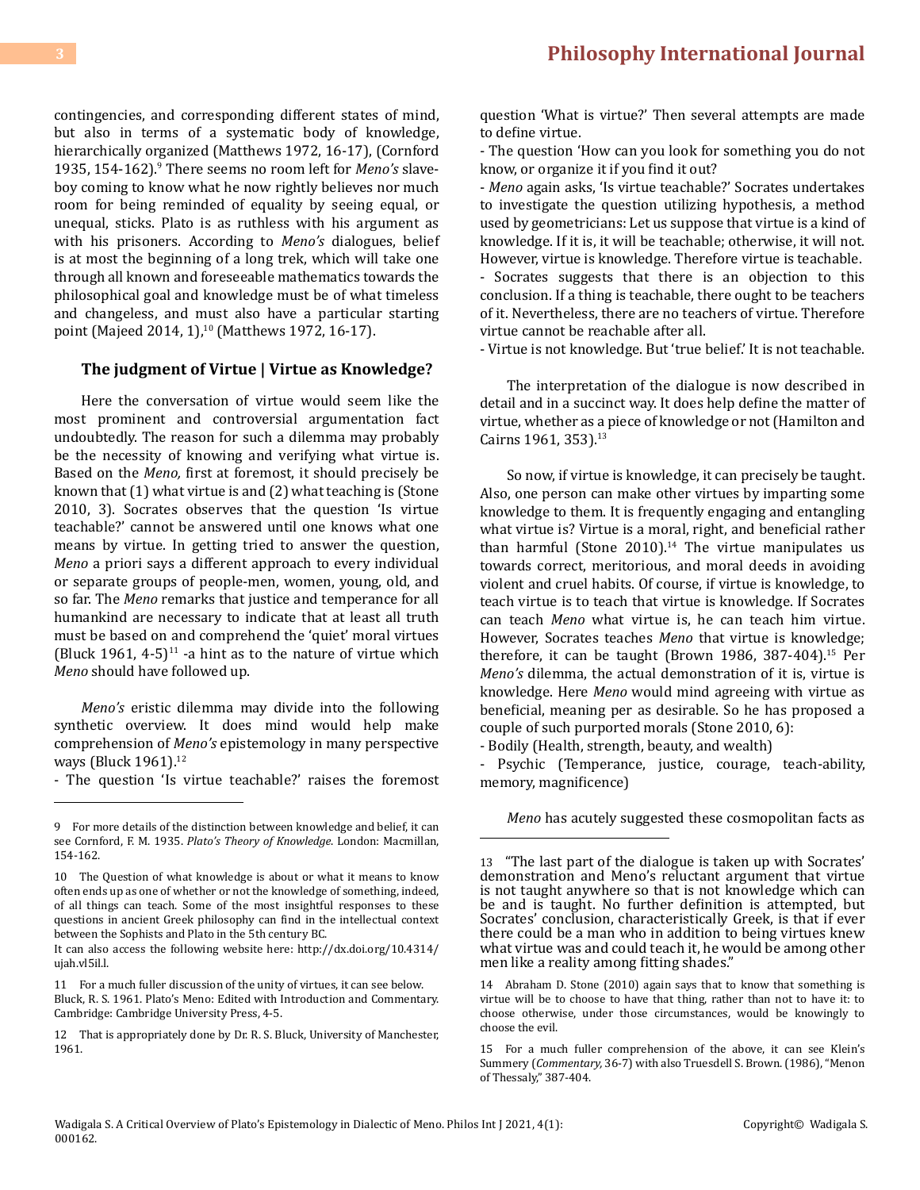contingencies, and corresponding different states of mind, but also in terms of a systematic body of knowledge, hierarchically organized (Matthews 1972, 16-17), (Cornford 1935, 154-162).[9] There seems no room left for *Meno's* slave-boy coming to know what he now rightly believes nor much room for being reminded of equality by seeing equal, or unequal, sticks. Plato is as ruthless with his argument as with his prisoners. According to *Meno's* dialogues, belief is at most the beginning of a long trek, which will take one through all known and foreseeable mathematics towards the philosophical goal and knowledge must be of what timeless and changeless, and must also have a particular starting point (Majeed 2014, 1),[10] (Matthews 1972, 16-17).

### The judgment of Virtue | Virtue as Knowledge?

Here the conversation of virtue would seem like the most prominent and controversial argumentation fact undoubtedly. The reason for such a dilemma may probably be the necessity of knowing and verifying what virtue is. Based on the *Meno,* first at foremost, it should precisely be known that (1) what virtue is and (2) what teaching is (Stone 2010, 3). Socrates observes that the question 'Is virtue teachable?' cannot be answered until one knows what one means by virtue. In getting tried to answer the question, *Meno* a priori says a different approach to every individual or separate groups of people-men, women, young, old, and so far. The *Meno* remarks that justice and temperance for all humankind are necessary to indicate that at least all truth must be based on and comprehend the 'quiet' moral virtues (Bluck 1961, 4-5)[11] -a hint as to the nature of virtue which *Meno* should have followed up.

*Meno's* eristic dilemma may divide into the following synthetic overview. It does mind would help make comprehension of *Meno's* epistemology in many perspective ways (Bluck 1961).[12]

- The question 'Is virtue teachable?' raises the foremost question 'What is virtue?' Then several attempts are made to define virtue.
- The question 'How can you look for something you do not know, or organize it if you find it out?
- *Meno* again asks, 'Is virtue teachable?' Socrates undertakes to investigate the question utilizing hypothesis, a method used by geometricians: Let us suppose that virtue is a kind of knowledge. If it is, it will be teachable; otherwise, it will not. However, virtue is knowledge. Therefore virtue is teachable.
- Socrates suggests that there is an objection to this conclusion. If a thing is teachable, there ought to be teachers of it. Nevertheless, there are no teachers of virtue. Therefore virtue cannot be reachable after all.
- Virtue is not knowledge. But 'true belief.' It is not teachable.

The interpretation of the dialogue is now described in detail and in a succinct way. It does help define the matter of virtue, whether as a piece of knowledge or not (Hamilton and Cairns 1961, 353).[13]

So now, if virtue is knowledge, it can precisely be taught. Also, one person can make other virtues by imparting some knowledge to them. It is frequently engaging and entangling what virtue is? Virtue is a moral, right, and beneficial rather than harmful (Stone 2010).[14] The virtue manipulates us towards correct, meritorious, and moral deeds in avoiding violent and cruel habits. Of course, if virtue is knowledge, to teach virtue is to teach that virtue is knowledge. If Socrates can teach *Meno* what virtue is, he can teach him virtue. However, Socrates teaches *Meno* that virtue is knowledge; therefore, it can be taught (Brown 1986, 387-404).[15] Per *Meno's* dilemma, the actual demonstration of it is, virtue is knowledge. Here *Meno* would mind agreeing with virtue as beneficial, meaning per as desirable. So he has proposed a couple of such purported morals (Stone 2010, 6):

- Bodily (Health, strength, beauty, and wealth)
- Psychic (Temperance, justice, courage, teach-ability, memory, magnificence)

*Meno* has acutely suggested these cosmopolitan facts as

---

9 For more details of the distinction between knowledge and belief, it can see Cornford, F. M. 1935. *Plato's Theory of Knowledge*. London: Macmillan, 154-162.

10 The Question of what knowledge is about or what it means to know often ends up as one of whether or not the knowledge of something, indeed, of all things can teach. Some of the most insightful responses to these questions in ancient Greek philosophy can find in the intellectual context between the Sophists and Plato in the 5th century BC.
It can also access the following website here: http://dx.doi.org/10.4314/ujah.vl5il.l.

11 For a much fuller discussion of the unity of virtues, it can see below. Bluck, R. S. 1961. Plato's Meno: Edited with Introduction and Commentary. Cambridge: Cambridge University Press, 4-5.

12 That is appropriately done by Dr. R. S. Bluck, University of Manchester, 1961.

13 "The last part of the dialogue is taken up with Socrates' demonstration and Meno's reluctant argument that virtue is not taught anywhere so that is not knowledge which can be and is taught. No further definition is attempted, but Socrates' conclusion, characteristically Greek, is that if ever there could be a man who in addition to being virtues knew what virtue was and could teach it, he would be among other men like a reality among fitting shades."

14 Abraham D. Stone (2010) again says that to know that something is virtue will be to choose to have that thing, rather than not to have it: to choose otherwise, under those circumstances, would be knowingly to choose the evil.

15 For a much fuller comprehension of the above, it can see Klein's Summery (*Commentary,* 36-7) with also Truesdell S. Brown. (1986), "Menon of Thessaly," 387-404.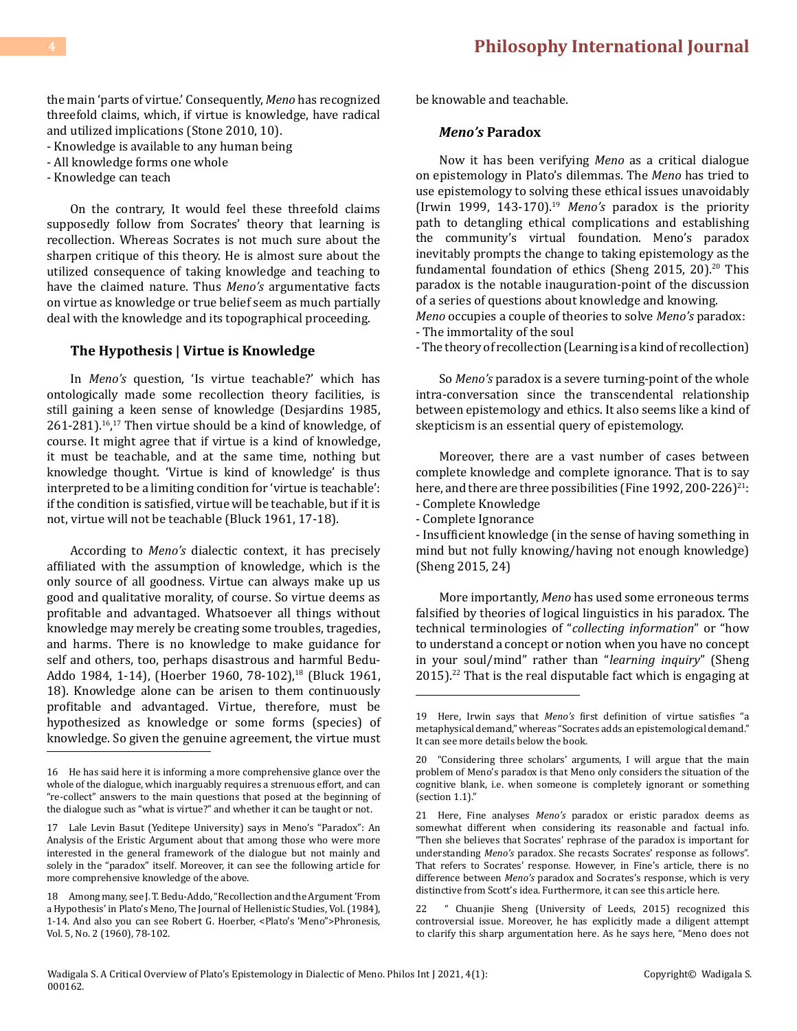the main 'parts of virtue.' Consequently, *Meno* has recognized threefold claims, which, if virtue is knowledge, have radical and utilized implications (Stone 2010, 10).

- Knowledge is available to any human being
- All knowledge forms one whole
- Knowledge can teach

On the contrary, It would feel these threefold claims supposedly follow from Socrates' theory that learning is recollection. Whereas Socrates is not much sure about the sharpen critique of this theory. He is almost sure about the utilized consequence of taking knowledge and teaching to have the claimed nature. Thus *Meno's* argumentative facts on virtue as knowledge or true belief seem as much partially deal with the knowledge and its topographical proceeding.

### The Hypothesis | Virtue is Knowledge

In *Meno's* question, 'Is virtue teachable?' which has ontologically made some recollection theory facilities, is still gaining a keen sense of knowledge (Desjardins 1985, 261-281).[16],[17] Then virtue should be a kind of knowledge, of course. It might agree that if virtue is a kind of knowledge, it must be teachable, and at the same time, nothing but knowledge thought. 'Virtue is kind of knowledge' is thus interpreted to be a limiting condition for 'virtue is teachable': if the condition is satisfied, virtue will be teachable, but if it is not, virtue will not be teachable (Bluck 1961, 17-18).

According to *Meno's* dialectic context, it has precisely affiliated with the assumption of knowledge, which is the only source of all goodness. Virtue can always make up us good and qualitative morality, of course. So virtue deems as profitable and advantaged. Whatsoever all things without knowledge may merely be creating some troubles, tragedies, and harms. There is no knowledge to make guidance for self and others, too, perhaps disastrous and harmful Bedu-Addo 1984, 1-14), (Hoerber 1960, 78-102),[18] (Bluck 1961, 18). Knowledge alone can be arisen to them continuously profitable and advantaged. Virtue, therefore, must be hypothesized as knowledge or some forms (species) of knowledge. So given the genuine agreement, the virtue must be knowable and teachable.

### *Meno's* Paradox

Now it has been verifying *Meno* as a critical dialogue on epistemology in Plato's dilemmas. The *Meno* has tried to use epistemology to solving these ethical issues unavoidably (Irwin 1999, 143-170).[19] *Meno's* paradox is the priority path to detangling ethical complications and establishing the community's virtual foundation. Meno's paradox inevitably prompts the change to taking epistemology as the fundamental foundation of ethics (Sheng 2015, 20).[20] This paradox is the notable inauguration-point of the discussion of a series of questions about knowledge and knowing.

*Meno* occupies a couple of theories to solve *Meno's* paradox:

- The immortality of the soul
- The theory of recollection (Learning is a kind of recollection)

So *Meno's* paradox is a severe turning-point of the whole intra-conversation since the transcendental relationship between epistemology and ethics. It also seems like a kind of skepticism is an essential query of epistemology.

Moreover, there are a vast number of cases between complete knowledge and complete ignorance. That is to say here, and there are three possibilities (Fine 1992, 200-226)[21]:

- Complete Knowledge
- Complete Ignorance
- Insufficient knowledge (in the sense of having something in mind but not fully knowing/having not enough knowledge) (Sheng 2015, 24)

More importantly, *Meno* has used some erroneous terms falsified by theories of logical linguistics in his paradox. The technical terminologies of "*collecting information*" or "how to understand a concept or notion when you have no concept in your soul/mind" rather than "*learning inquiry*" (Sheng 2015).[22] That is the real disputable fact which is engaging at

---

16 He has said here it is informing a more comprehensive glance over the whole of the dialogue, which inarguably requires a strenuous effort, and can "re-collect" answers to the main questions that posed at the beginning of the dialogue such as "what is virtue?" and whether it can be taught or not.

17 Lale Levin Basut (Yeditepe University) says in Meno's "Paradox": An Analysis of the Eristic Argument about that among those who were more interested in the general framework of the dialogue but not mainly and solely in the "paradox" itself. Moreover, it can see the following article for more comprehensive knowledge of the above.

18 Among many, see J. T. Bedu-Addo, "Recollection and the Argument 'From a Hypothesis' in Plato's Meno, The Journal of Hellenistic Studies, Vol. (1984), 1-14. And also you can see Robert G. Hoerber, <Plato's 'Meno''>Phronesis, Vol. 5, No. 2 (1960), 78-102.

19 Here, Irwin says that *Meno's* first definition of virtue satisfies "a metaphysical demand," whereas "Socrates adds an epistemological demand." It can see more details below the book.

20 "Considering three scholars' arguments, I will argue that the main problem of Meno's paradox is that Meno only considers the situation of the cognitive blank, i.e. when someone is completely ignorant or something (section 1.1)."

21 Here, Fine analyses *Meno's* paradox or eristic paradox deems as somewhat different when considering its reasonable and factual info. "Then she believes that Socrates' rephrase of the paradox is important for understanding *Meno's* paradox. She recasts Socrates' response as follows". That refers to Socrates' response. However, in Fine's article, there is no difference between *Meno's* paradox and Socrates's response, which is very distinctive from Scott's idea. Furthermore, it can see this article here.

22 " Chuanjie Sheng (University of Leeds, 2015) recognized this controversial issue. Moreover, he has explicitly made a diligent attempt to clarify this sharp argumentation here. As he says here, "Meno does not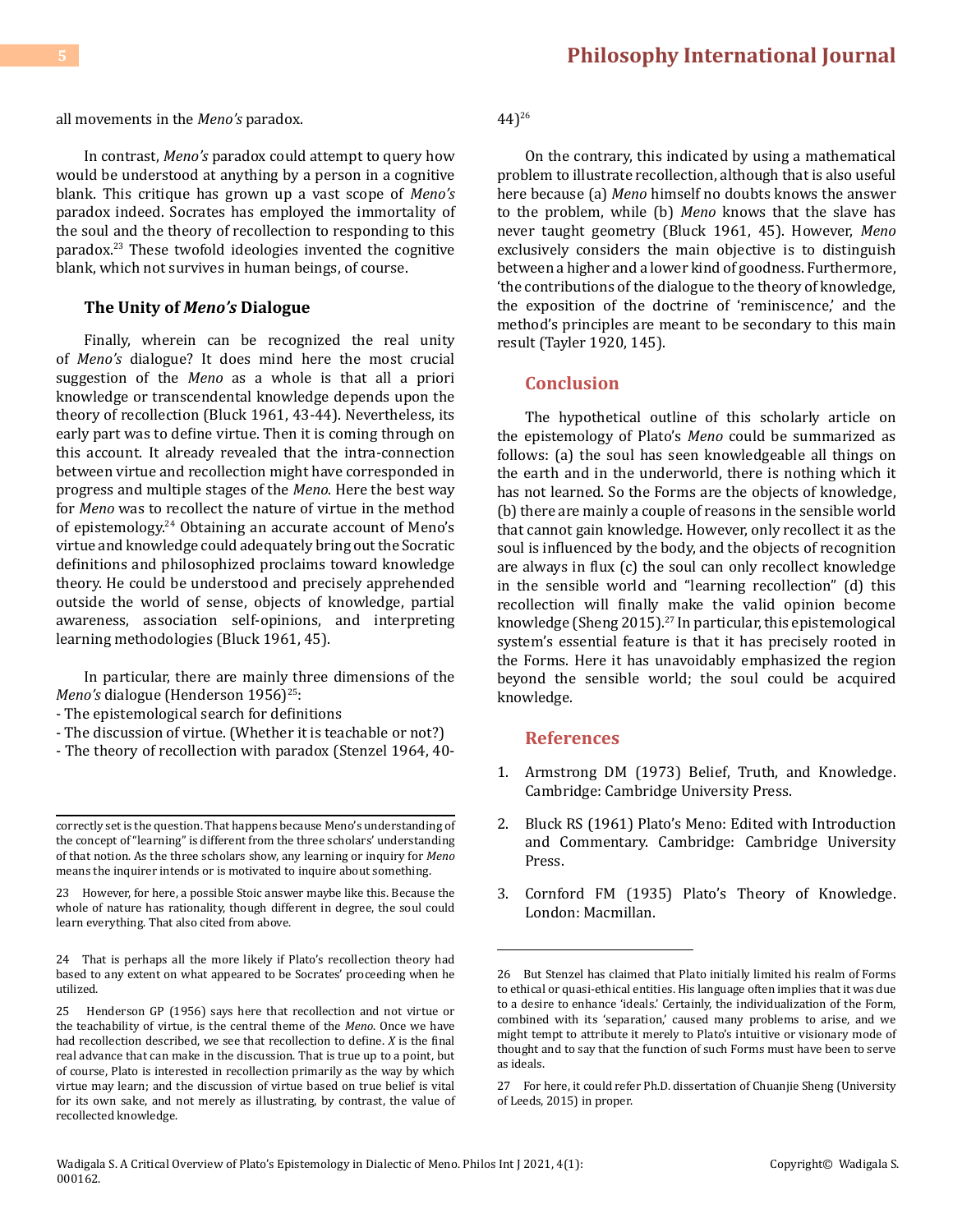all movements in the *Meno's* paradox.

In contrast, *Meno's* paradox could attempt to query how would be understood at anything by a person in a cognitive blank. This critique has grown up a vast scope of *Meno's* paradox indeed. Socrates has employed the immortality of the soul and the theory of recollection to responding to this paradox.[23] These twofold ideologies invented the cognitive blank, which not survives in human beings, of course.

### The Unity of *Meno's* Dialogue

Finally, wherein can be recognized the real unity of *Meno's* dialogue? It does mind here the most crucial suggestion of the *Meno* as a whole is that all a priori knowledge or transcendental knowledge depends upon the theory of recollection (Bluck 1961, 43-44). Nevertheless, its early part was to define virtue. Then it is coming through on this account. It already revealed that the intra-connection between virtue and recollection might have corresponded in progress and multiple stages of the *Meno*. Here the best way for *Meno* was to recollect the nature of virtue in the method of epistemology.[24] Obtaining an accurate account of Meno's virtue and knowledge could adequately bring out the Socratic definitions and philosophized proclaims toward knowledge theory. He could be understood and precisely apprehended outside the world of sense, objects of knowledge, partial awareness, association self-opinions, and interpreting learning methodologies (Bluck 1961, 45).

In particular, there are mainly three dimensions of the *Meno's* dialogue (Henderson 1956)[25]:

- The epistemological search for definitions
- The discussion of virtue. (Whether it is teachable or not?)
- The theory of recollection with paradox (Stenzel 1964, 40-44)[26]

On the contrary, this indicated by using a mathematical problem to illustrate recollection, although that is also useful here because (a) *Meno* himself no doubts knows the answer to the problem, while (b) *Meno* knows that the slave has never taught geometry (Bluck 1961, 45). However, *Meno* exclusively considers the main objective is to distinguish between a higher and a lower kind of goodness. Furthermore, 'the contributions of the dialogue to the theory of knowledge, the exposition of the doctrine of 'reminiscence,' and the method's principles are meant to be secondary to this main result (Tayler 1920, 145).

## Conclusion

The hypothetical outline of this scholarly article on the epistemology of Plato's *Meno* could be summarized as follows: (a) the soul has seen knowledgeable all things on the earth and in the underworld, there is nothing which it has not learned. So the Forms are the objects of knowledge, (b) there are mainly a couple of reasons in the sensible world that cannot gain knowledge. However, only recollect it as the soul is influenced by the body, and the objects of recognition are always in flux (c) the soul can only recollect knowledge in the sensible world and "learning recollection" (d) this recollection will finally make the valid opinion become knowledge (Sheng 2015).[27] In particular, this epistemological system's essential feature is that it has precisely rooted in the Forms. Here it has unavoidably emphasized the region beyond the sensible world; the soul could be acquired knowledge.

## References

1. Armstrong DM (1973) Belief, Truth, and Knowledge. Cambridge: Cambridge University Press.
2. Bluck RS (1961) Plato's Meno: Edited with Introduction and Commentary. Cambridge: Cambridge University Press.
3. Cornford FM (1935) Plato's Theory of Knowledge. London: Macmillan.

---

correctly set is the question. That happens because Meno's understanding of the concept of "learning" is different from the three scholars' understanding of that notion. As the three scholars show, any learning or inquiry for *Meno* means the inquirer intends or is motivated to inquire about something.

23 However, for here, a possible Stoic answer maybe like this. Because the whole of nature has rationality, though different in degree, the soul could learn everything. That also cited from above.

24 That is perhaps all the more likely if Plato's recollection theory had based to any extent on what appeared to be Socrates' proceeding when he utilized.

25 Henderson GP (1956) says here that recollection and not virtue or the teachability of virtue, is the central theme of the *Meno*. Once we have had recollection described, we see that recollection to define. *X* is the final real advance that can make in the discussion. That is true up to a point, but of course, Plato is interested in recollection primarily as the way by which virtue may learn; and the discussion of virtue based on true belief is vital for its own sake, and not merely as illustrating, by contrast, the value of recollected knowledge.

26 But Stenzel has claimed that Plato initially limited his realm of Forms to ethical or quasi-ethical entities. His language often implies that it was due to a desire to enhance 'ideals.' Certainly, the individualization of the Form, combined with its 'separation,' caused many problems to arise, and we might tempt to attribute it merely to Plato's intuitive or visionary mode of thought and to say that the function of such Forms must have been to serve as ideals.

27 For here, it could refer Ph.D. dissertation of Chuanjie Sheng (University of Leeds, 2015) in proper.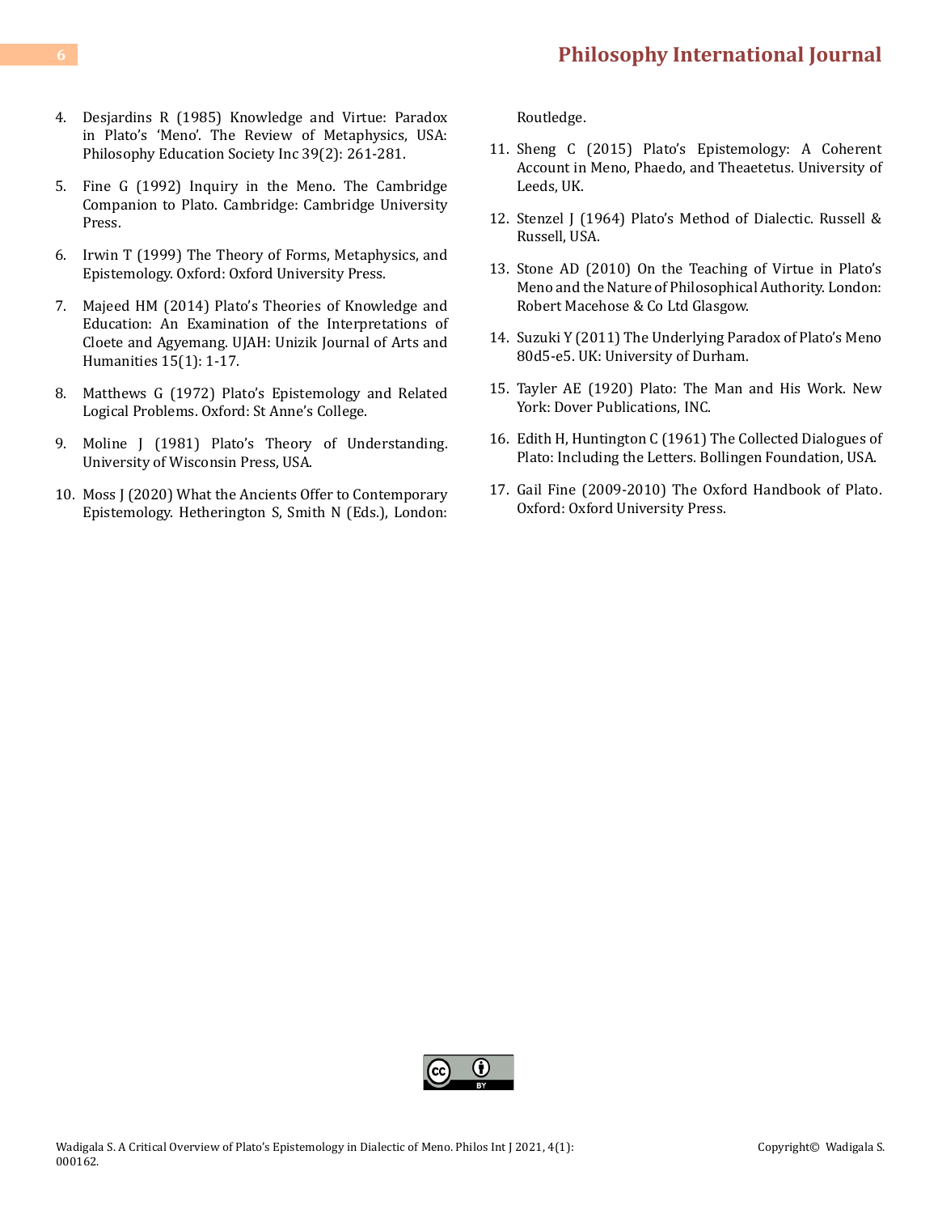4. Desjardins R (1985) Knowledge and Virtue: Paradox in Plato's 'Meno'. The Review of Metaphysics, USA: Philosophy Education Society Inc 39(2): 261-281.

5. Fine G (1992) Inquiry in the Meno. The Cambridge Companion to Plato. Cambridge: Cambridge University Press.

6. Irwin T (1999) The Theory of Forms, Metaphysics, and Epistemology. Oxford: Oxford University Press.

7. Majeed HM (2014) Plato's Theories of Knowledge and Education: An Examination of the Interpretations of Cloete and Agyemang. UJAH: Unizik Journal of Arts and Humanities 15(1): 1-17.

8. Matthews G (1972) Plato's Epistemology and Related Logical Problems. Oxford: St Anne's College.

9. Moline J (1981) Plato's Theory of Understanding. University of Wisconsin Press, USA.

10. Moss J (2020) What the Ancients Offer to Contemporary Epistemology. Hetherington S, Smith N (Eds.), London: Routledge.

11. Sheng C (2015) Plato's Epistemology: A Coherent Account in Meno, Phaedo, and Theaetetus. University of Leeds, UK.

12. Stenzel J (1964) Plato's Method of Dialectic. Russell & Russell, USA.

13. Stone AD (2010) On the Teaching of Virtue in Plato's Meno and the Nature of Philosophical Authority. London: Robert Macehose & Co Ltd Glasgow.

14. Suzuki Y (2011) The Underlying Paradox of Plato's Meno 80d5-e5. UK: University of Durham.

15. Tayler AE (1920) Plato: The Man and His Work. New York: Dover Publications, INC.

16. Edith H, Huntington C (1961) The Collected Dialogues of Plato: Including the Letters. Bollingen Foundation, USA.

17. Gail Fine (2009-2010) The Oxford Handbook of Plato. Oxford: Oxford University Press.